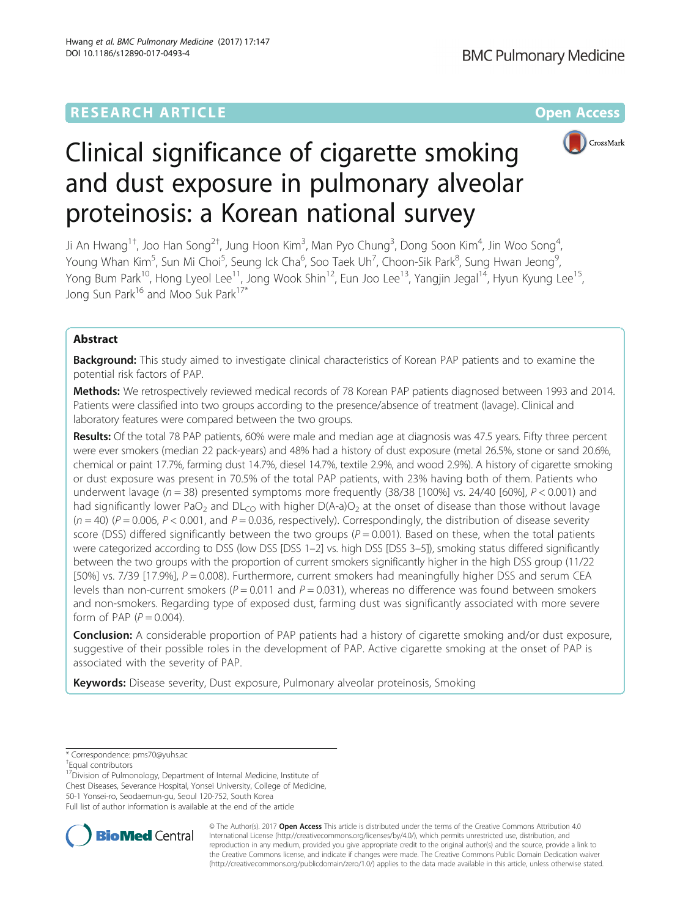RESEARCH ARTICLE

Open Access

# Clinical significance of cigarette smoking and dust exposure in pulmonary alveolar proteinosis: a Korean national survey

Ji An Hwang[1†], Joo Han Song[2†], Jung Hoon Kim[3], Man Pyo Chung[3], Dong Soon Kim[4], Jin Woo Song[4], Young Whan Kim[5], Sun Mi Choi[5], Seung Ick Cha[6], Soo Taek Uh[7], Choon-Sik Park[8], Sung Hwan Jeong[9], Yong Bum Park[10], Hong Lyeol Lee[11], Jong Wook Shin[12], Eun Joo Lee[13], Yangjin Jegal[14], Hyun Kyung Lee[15], Jong Sun Park[16] and Moo Suk Park[17*]

## Abstract

**Background:** This study aimed to investigate clinical characteristics of Korean PAP patients and to examine the potential risk factors of PAP.

**Methods:** We retrospectively reviewed medical records of 78 Korean PAP patients diagnosed between 1993 and 2014. Patients were classified into two groups according to the presence/absence of treatment (lavage). Clinical and laboratory features were compared between the two groups.

**Results:** Of the total 78 PAP patients, 60% were male and median age at diagnosis was 47.5 years. Fifty three percent were ever smokers (median 22 pack-years) and 48% had a history of dust exposure (metal 26.5%, stone or sand 20.6%, chemical or paint 17.7%, farming dust 14.7%, diesel 14.7%, textile 2.9%, and wood 2.9%). A history of cigarette smoking or dust exposure was present in 70.5% of the total PAP patients, with 23% having both of them. Patients who underwent lavage ($n = 38$) presented symptoms more frequently (38/38 [100%] vs. 24/40 [60%], $P < 0.001$) and had significantly lower $PaO_2$ and $DL_{CO}$ with higher $D(A\text{-}a)O_2$ at the onset of disease than those without lavage ($n = 40$) ($P = 0.006$, $P < 0.001$, and $P = 0.036$, respectively). Correspondingly, the distribution of disease severity score (DSS) differed significantly between the two groups ($P = 0.001$). Based on these, when the total patients were categorized according to DSS (low DSS [DSS 1–2] vs. high DSS [DSS 3–5]), smoking status differed significantly between the two groups with the proportion of current smokers significantly higher in the high DSS group (11/22 [50%] vs. 7/39 [17.9%], $P = 0.008$). Furthermore, current smokers had meaningfully higher DSS and serum CEA levels than non-current smokers ($P = 0.011$ and $P = 0.031$), whereas no difference was found between smokers and non-smokers. Regarding type of exposed dust, farming dust was significantly associated with more severe form of PAP ($P = 0.004$).

**Conclusion:** A considerable proportion of PAP patients had a history of cigarette smoking and/or dust exposure, suggestive of their possible roles in the development of PAP. Active cigarette smoking at the onset of PAP is associated with the severity of PAP.

**Keywords:** Disease severity, Dust exposure, Pulmonary alveolar proteinosis, Smoking

* Correspondence: pms70@yuhs.ac

†Equal contributors

[17]Division of Pulmonology, Department of Internal Medicine, Institute of Chest Diseases, Severance Hospital, Yonsei University, College of Medicine, 50-1 Yonsei-ro, Seodaemun-gu, Seoul 120-752, South Korea

Full list of author information is available at the end of the article

© The Author(s). 2017 **Open Access** This article is distributed under the terms of the Creative Commons Attribution 4.0 International License (http://creativecommons.org/licenses/by/4.0/), which permits unrestricted use, distribution, and reproduction in any medium, provided you give appropriate credit to the original author(s) and the source, provide a link to the Creative Commons license, and indicate if changes were made. The Creative Commons Public Domain Dedication waiver (http://creativecommons.org/publicdomain/zero/1.0/) applies to the data made available in this article, unless otherwise stated.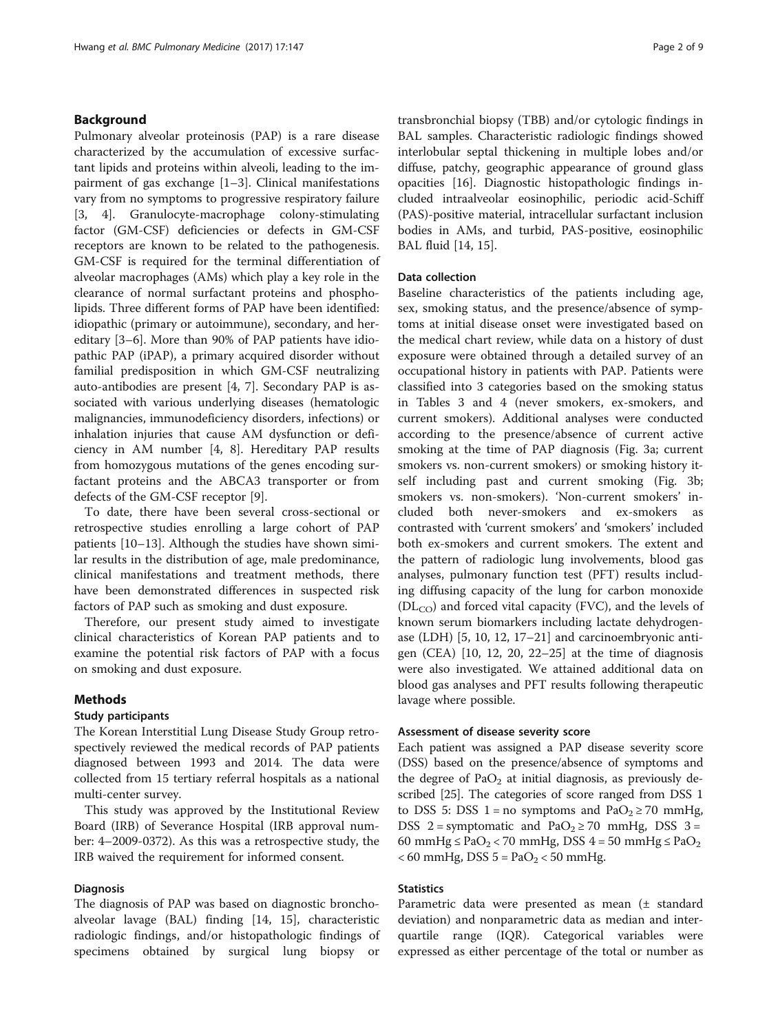## Background

Pulmonary alveolar proteinosis (PAP) is a rare disease characterized by the accumulation of excessive surfactant lipids and proteins within alveoli, leading to the impairment of gas exchange [1–3]. Clinical manifestations vary from no symptoms to progressive respiratory failure [3, 4]. Granulocyte-macrophage colony-stimulating factor (GM-CSF) deficiencies or defects in GM-CSF receptors are known to be related to the pathogenesis. GM-CSF is required for the terminal differentiation of alveolar macrophages (AMs) which play a key role in the clearance of normal surfactant proteins and phospholipids. Three different forms of PAP have been identified: idiopathic (primary or autoimmune), secondary, and hereditary [3–6]. More than 90% of PAP patients have idiopathic PAP (iPAP), a primary acquired disorder without familial predisposition in which GM-CSF neutralizing auto-antibodies are present [4, 7]. Secondary PAP is associated with various underlying diseases (hematologic malignancies, immunodeficiency disorders, infections) or inhalation injuries that cause AM dysfunction or deficiency in AM number [4, 8]. Hereditary PAP results from homozygous mutations of the genes encoding surfactant proteins and the ABCA3 transporter or from defects of the GM-CSF receptor [9].

To date, there have been several cross-sectional or retrospective studies enrolling a large cohort of PAP patients [10–13]. Although the studies have shown similar results in the distribution of age, male predominance, clinical manifestations and treatment methods, there have been demonstrated differences in suspected risk factors of PAP such as smoking and dust exposure.

Therefore, our present study aimed to investigate clinical characteristics of Korean PAP patients and to examine the potential risk factors of PAP with a focus on smoking and dust exposure.

## Methods

### Study participants

The Korean Interstitial Lung Disease Study Group retrospectively reviewed the medical records of PAP patients diagnosed between 1993 and 2014. The data were collected from 15 tertiary referral hospitals as a national multi-center survey.

This study was approved by the Institutional Review Board (IRB) of Severance Hospital (IRB approval number: 4–2009-0372). As this was a retrospective study, the IRB waived the requirement for informed consent.

### Diagnosis

The diagnosis of PAP was based on diagnostic bronchoalveolar lavage (BAL) finding [14, 15], characteristic radiologic findings, and/or histopathologic findings of specimens obtained by surgical lung biopsy or transbronchial biopsy (TBB) and/or cytologic findings in BAL samples. Characteristic radiologic findings showed interlobular septal thickening in multiple lobes and/or diffuse, patchy, geographic appearance of ground glass opacities [16]. Diagnostic histopathologic findings included intraalveolar eosinophilic, periodic acid-Schiff (PAS)-positive material, intracellular surfactant inclusion bodies in AMs, and turbid, PAS-positive, eosinophilic BAL fluid [14, 15].

### Data collection

Baseline characteristics of the patients including age, sex, smoking status, and the presence/absence of symptoms at initial disease onset were investigated based on the medical chart review, while data on a history of dust exposure were obtained through a detailed survey of an occupational history in patients with PAP. Patients were classified into 3 categories based on the smoking status in Tables 3 and 4 (never smokers, ex-smokers, and current smokers). Additional analyses were conducted according to the presence/absence of current active smoking at the time of PAP diagnosis (Fig. 3a; current smokers vs. non-current smokers) or smoking history itself including past and current smoking (Fig. 3b; smokers vs. non-smokers). 'Non-current smokers' included both never-smokers and ex-smokers as contrasted with 'current smokers' and 'smokers' included both ex-smokers and current smokers. The extent and the pattern of radiologic lung involvements, blood gas analyses, pulmonary function test (PFT) results including diffusing capacity of the lung for carbon monoxide ($DL_{CO}$) and forced vital capacity (FVC), and the levels of known serum biomarkers including lactate dehydrogenase (LDH) [5, 10, 12, 17–21] and carcinoembryonic antigen (CEA) [10, 12, 20, 22–25] at the time of diagnosis were also investigated. We attained additional data on blood gas analyses and PFT results following therapeutic lavage where possible.

### Assessment of disease severity score

Each patient was assigned a PAP disease severity score (DSS) based on the presence/absence of symptoms and the degree of $PaO_2$ at initial diagnosis, as previously described [25]. The categories of score ranged from DSS 1 to DSS 5: DSS 1 = no symptoms and $PaO_2 \geq 70$ mmHg, DSS 2 = symptomatic and $PaO_2 \geq 70$ mmHg, DSS 3 = 60 mmHg $\leq PaO_2 <$ 70 mmHg, DSS 4 = 50 mmHg $\leq PaO_2 <$ 60 mmHg, DSS 5 = $PaO_2 <$ 50 mmHg.

### Statistics

Parametric data were presented as mean (± standard deviation) and nonparametric data as median and interquartile range (IQR). Categorical variables were expressed as either percentage of the total or number as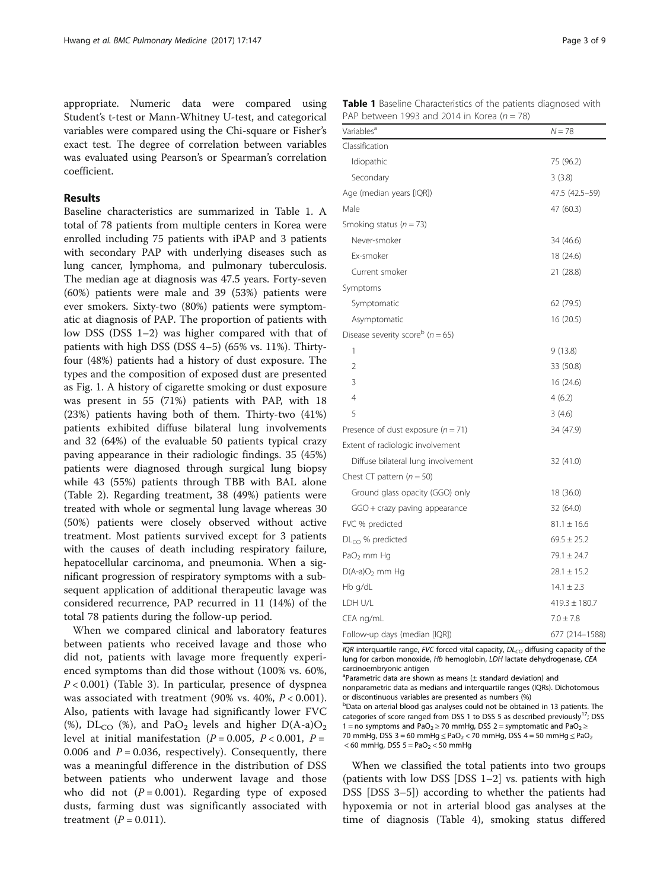appropriate. Numeric data were compared using Student's t-test or Mann-Whitney U-test, and categorical variables were compared using the Chi-square or Fisher's exact test. The degree of correlation between variables was evaluated using Pearson's or Spearman's correlation coefficient.

## Results

Baseline characteristics are summarized in Table 1. A total of 78 patients from multiple centers in Korea were enrolled including 75 patients with iPAP and 3 patients with secondary PAP with underlying diseases such as lung cancer, lymphoma, and pulmonary tuberculosis. The median age at diagnosis was 47.5 years. Forty-seven (60%) patients were male and 39 (53%) patients were ever smokers. Sixty-two (80%) patients were symptomatic at diagnosis of PAP. The proportion of patients with low DSS (DSS 1–2) was higher compared with that of patients with high DSS (DSS 4–5) (65% vs. 11%). Thirty-four (48%) patients had a history of dust exposure. The types and the composition of exposed dust are presented as Fig. 1. A history of cigarette smoking or dust exposure was present in 55 (71%) patients with PAP, with 18 (23%) patients having both of them. Thirty-two (41%) patients exhibited diffuse bilateral lung involvements and 32 (64%) of the evaluable 50 patients typical crazy paving appearance in their radiologic findings. 35 (45%) patients were diagnosed through surgical lung biopsy while 43 (55%) patients through TBB with BAL alone (Table 2). Regarding treatment, 38 (49%) patients were treated with whole or segmental lung lavage whereas 30 (50%) patients were closely observed without active treatment. Most patients survived except for 3 patients with the causes of death including respiratory failure, hepatocellular carcinoma, and pneumonia. When a significant progression of respiratory symptoms with a subsequent application of additional therapeutic lavage was considered recurrence, PAP recurred in 11 (14%) of the total 78 patients during the follow-up period.

When we compared clinical and laboratory features between patients who received lavage and those who did not, patients with lavage more frequently experienced symptoms than did those without (100% vs. 60%, $P < 0.001$) (Table 3). In particular, presence of dyspnea was associated with treatment (90% vs. 40%, $P < 0.001$). Also, patients with lavage had significantly lower FVC (%), $DL_{CO}$ (%), and $PaO_2$ levels and higher $D(A\text{-}a)O_2$ level at initial manifestation ($P = 0.005$, $P < 0.001$, $P = 0.006$ and $P = 0.036$, respectively). Consequently, there was a meaningful difference in the distribution of DSS between patients who underwent lavage and those who did not ($P = 0.001$). Regarding type of exposed dusts, farming dust was significantly associated with treatment ($P = 0.011$).

**Table 1** Baseline Characteristics of the patients diagnosed with PAP between 1993 and 2014 in Korea ($n = 78$)

| Variables[a] | $N = 78$ |
|---|---|
| Classification | |
| Idiopathic | 75 (96.2) |
| Secondary | 3 (3.8) |
| Age (median years [IQR]) | 47.5 (42.5–59) |
| Male | 47 (60.3) |
| Smoking status ($n = 73$) | |
| Never-smoker | 34 (46.6) |
| Ex-smoker | 18 (24.6) |
| Current smoker | 21 (28.8) |
| Symptoms | |
| Symptomatic | 62 (79.5) |
| Asymptomatic | 16 (20.5) |
| Disease severity score[b] ($n = 65$) | |
| 1 | 9 (13.8) |
| 2 | 33 (50.8) |
| 3 | 16 (24.6) |
| 4 | 4 (6.2) |
| 5 | 3 (4.6) |
| Presence of dust exposure ($n = 71$) | 34 (47.9) |
| Extent of radiologic involvement | |
| Diffuse bilateral lung involvement | 32 (41.0) |
| Chest CT pattern ($n = 50$) | |
| Ground glass opacity (GGO) only | 18 (36.0) |
| GGO + crazy paving appearance | 32 (64.0) |
| FVC % predicted | 81.1 ± 16.6 |
| $DL_{CO}$ % predicted | 69.5 ± 25.2 |
| $PaO_2$ mm Hg | 79.1 ± 24.7 |
| $D(A\text{-}a)O_2$ mm Hg | 28.1 ± 15.2 |
| Hb g/dL | 14.1 ± 2.3 |
| LDH U/L | 419.3 ± 180.7 |
| CEA ng/mL | 7.0 ± 7.8 |
| Follow-up days (median [IQR]) | 677 (214–1588) |

*IQR* interquartile range, *FVC* forced vital capacity, $DL_{CO}$ diffusing capacity of the lung for carbon monoxide, *Hb* hemoglobin, *LDH* lactate dehydrogenase, *CEA* carcinoembryonic antigen

[a]Parametric data are shown as means (± standard deviation) and nonparametric data as medians and interquartile ranges (IQRs). Dichotomous or discontinuous variables are presented as numbers (%)

[b]Data on arterial blood gas analyses could not be obtained in 13 patients. The categories of score ranged from DSS 1 to DSS 5 as described previously[17]; DSS 1 = no symptoms and $PaO_2 \geq 70$ mmHg, DSS 2 = symptomatic and $PaO_2 \geq 70$ mmHg, DSS 3 = 60 mmHg ≤ $PaO_2$ < 70 mmHg, DSS 4 = 50 mmHg ≤ $PaO_2$ < 60 mmHg, DSS 5 = $PaO_2$ < 50 mmHg

When we classified the total patients into two groups (patients with low DSS [DSS 1–2] vs. patients with high DSS [DSS 3–5]) according to whether the patients had hypoxemia or not in arterial blood gas analyses at the time of diagnosis (Table 4), smoking status differed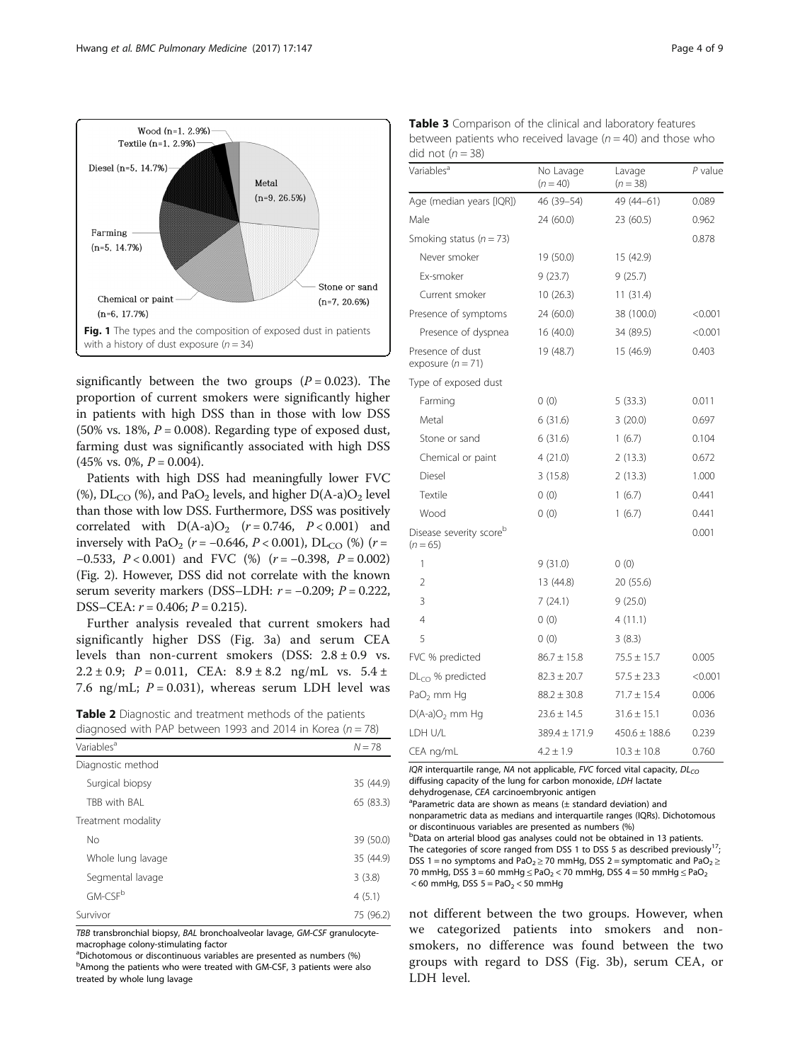Fig. 1 The types and the composition of exposed dust in patients with a history of dust exposure ($n = 34$)

significantly between the two groups ($P = 0.023$). The proportion of current smokers were significantly higher in patients with high DSS than in those with low DSS (50% vs. 18%, $P = 0.008$). Regarding type of exposed dust, farming dust was significantly associated with high DSS (45% vs. 0%, $P = 0.004$).

Patients with high DSS had meaningfully lower FVC (%), $DL_{CO}$ (%), and $PaO_2$ levels, and higher $D(A\text{-}a)O_2$ level than those with low DSS. Furthermore, DSS was positively correlated with $D(A\text{-}a)O_2$ ($r = 0.746$, $P < 0.001$) and inversely with $PaO_2$ ($r = -0.646$, $P < 0.001$), $DL_{CO}$ (%) ($r = -0.533$, $P < 0.001$) and FVC (%) ($r = -0.398$, $P = 0.002$) (Fig. 2). However, DSS did not correlate with the known serum severity markers (DSS–LDH: $r = -0.209$; $P = 0.222$, DSS–CEA: $r = 0.406$; $P = 0.215$).

Further analysis revealed that current smokers had significantly higher DSS (Fig. 3a) and serum CEA levels than non-current smokers (DSS: $2.8 \pm 0.9$ vs. $2.2 \pm 0.9$; $P = 0.011$, CEA: $8.9 \pm 8.2$ ng/mL vs. $5.4 \pm 7.6$ ng/mL; $P = 0.031$), whereas serum LDH level was not different between the two groups. However, when we categorized patients into smokers and non-smokers, no difference was found between the two groups with regard to DSS (Fig. 3b), serum CEA, or LDH level.

**Table 2** Diagnostic and treatment methods of the patients diagnosed with PAP between 1993 and 2014 in Korea ($n = 78$)

| Variables[a] | $N = 78$ |
|---|---|
| Diagnostic method | |
| Surgical biopsy | 35 (44.9) |
| TBB with BAL | 65 (83.3) |
| Treatment modality | |
| No | 39 (50.0) |
| Whole lung lavage | 35 (44.9) |
| Segmental lavage | 3 (3.8) |
| GM-CSF[b] | 4 (5.1) |
| Survivor | 75 (96.2) |

TBB transbronchial biopsy, BAL bronchoalveolar lavage, GM-CSF granulocyte-macrophage colony-stimulating factor
[a]Dichotomous or discontinuous variables are presented as numbers (%)
[b]Among the patients who were treated with GM-CSF, 3 patients were also treated by whole lung lavage

**Table 3** Comparison of the clinical and laboratory features between patients who received lavage ($n = 40$) and those who did not ($n = 38$)

| Variables[a] | No Lavage ($n = 40$) | Lavage ($n = 38$) | $P$ value |
|---|---|---|---|
| Age (median years [IQR]) | 46 (39–54) | 49 (44–61) | 0.089 |
| Male | 24 (60.0) | 23 (60.5) | 0.962 |
| Smoking status ($n = 73$) | | | 0.878 |
| Never smoker | 19 (50.0) | 15 (42.9) | |
| Ex-smoker | 9 (23.7) | 9 (25.7) | |
| Current smoker | 10 (26.3) | 11 (31.4) | |
| Presence of symptoms | 24 (60.0) | 38 (100.0) | <0.001 |
| Presence of dyspnea | 16 (40.0) | 34 (89.5) | <0.001 |
| Presence of dust exposure ($n = 71$) | 19 (48.7) | 15 (46.9) | 0.403 |
| Type of exposed dust | | | |
| Farming | 0 (0) | 5 (33.3) | 0.011 |
| Metal | 6 (31.6) | 3 (20.0) | 0.697 |
| Stone or sand | 6 (31.6) | 1 (6.7) | 0.104 |
| Chemical or paint | 4 (21.0) | 2 (13.3) | 0.672 |
| Diesel | 3 (15.8) | 2 (13.3) | 1.000 |
| Textile | 0 (0) | 1 (6.7) | 0.441 |
| Wood | 0 (0) | 1 (6.7) | 0.441 |
| Disease severity score[b] ($n = 65$) | | | 0.001 |
| 1 | 9 (31.0) | 0 (0) | |
| 2 | 13 (44.8) | 20 (55.6) | |
| 3 | 7 (24.1) | 9 (25.0) | |
| 4 | 0 (0) | 4 (11.1) | |
| 5 | 0 (0) | 3 (8.3) | |
| FVC % predicted | $86.7 \pm 15.8$ | $75.5 \pm 15.7$ | 0.005 |
| $DL_{CO}$ % predicted | $82.3 \pm 20.7$ | $57.5 \pm 23.3$ | <0.001 |
| $PaO_2$ mm Hg | $88.2 \pm 30.8$ | $71.7 \pm 15.4$ | 0.006 |
| $D(A\text{-}a)O_2$ mm Hg | $23.6 \pm 14.5$ | $31.6 \pm 15.1$ | 0.036 |
| LDH U/L | $389.4 \pm 171.9$ | $450.6 \pm 188.6$ | 0.239 |
| CEA ng/mL | $4.2 \pm 1.9$ | $10.3 \pm 10.8$ | 0.760 |

IQR interquartile range, NA not applicable, FVC forced vital capacity, $DL_{CO}$ diffusing capacity of the lung for carbon monoxide, LDH lactate dehydrogenase, CEA carcinoembryonic antigen
[a]Parametric data are shown as means (± standard deviation) and nonparametric data as medians and interquartile ranges (IQRs). Dichotomous or discontinuous variables are presented as numbers (%)
[b]Data on arterial blood gas analyses could not be obtained in 13 patients. The categories of score ranged from DSS 1 to DSS 5 as described previously[17]; DSS 1 = no symptoms and $PaO_2 \geq 70$ mmHg, DSS 2 = symptomatic and $PaO_2 \geq 70$ mmHg, DSS 3 = 60 mmHg $\leq PaO_2 <$ 70 mmHg, DSS 4 = 50 mmHg $\leq PaO_2 <$ 60 mmHg, DSS 5 = $PaO_2 <$ 50 mmHg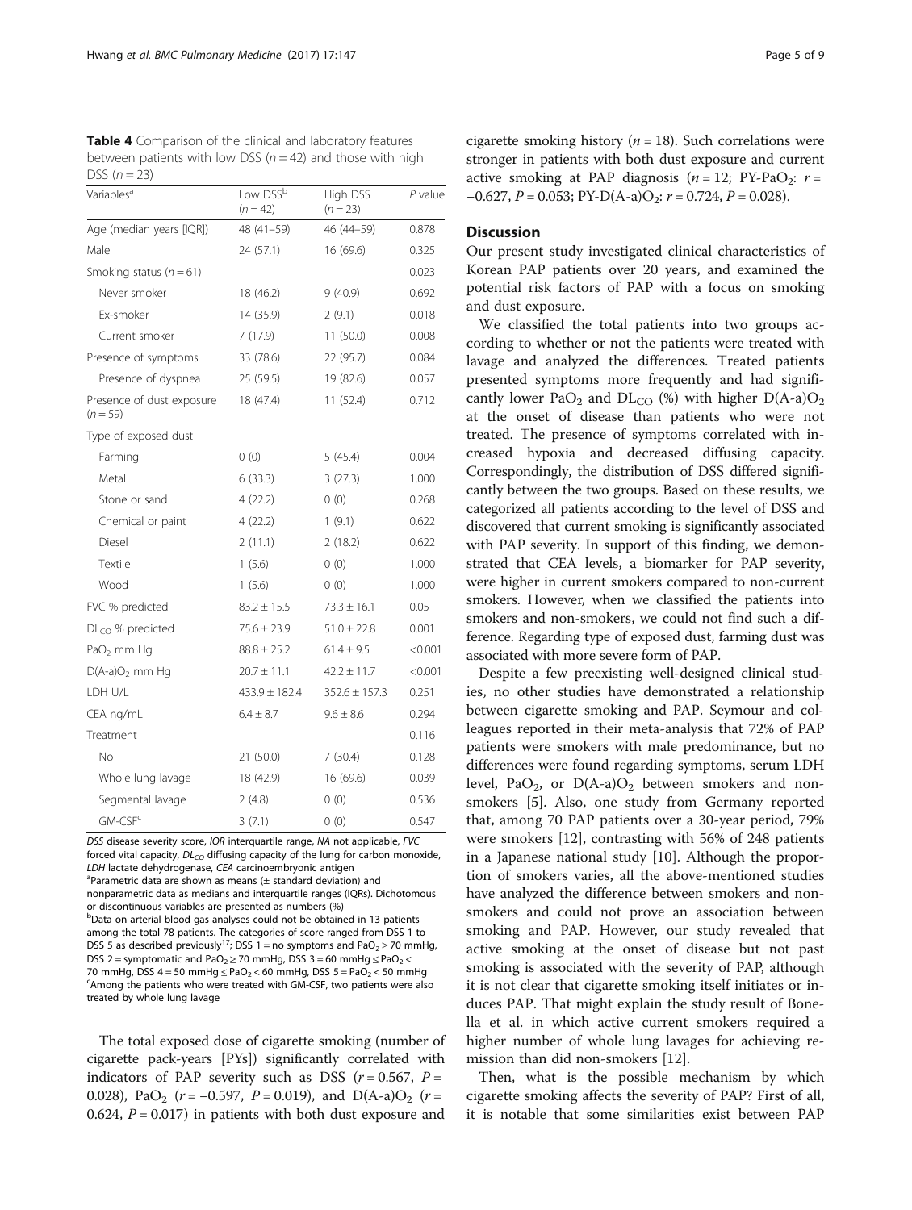**Table 4** Comparison of the clinical and laboratory features between patients with low DSS ($n = 42$) and those with high DSS ($n = 23$)

| Variables[a] | Low DSS[b] ($n = 42$) | High DSS ($n = 23$) | $P$ value |
|---|---|---|---|
| Age (median years [IQR]) | 48 (41–59) | 46 (44–59) | 0.878 |
| Male | 24 (57.1) | 16 (69.6) | 0.325 |
| Smoking status ($n = 61$) | | | 0.023 |
| Never smoker | 18 (46.2) | 9 (40.9) | 0.692 |
| Ex-smoker | 14 (35.9) | 2 (9.1) | 0.018 |
| Current smoker | 7 (17.9) | 11 (50.0) | 0.008 |
| Presence of symptoms | 33 (78.6) | 22 (95.7) | 0.084 |
| Presence of dyspnea | 25 (59.5) | 19 (82.6) | 0.057 |
| Presence of dust exposure ($n = 59$) | 18 (47.4) | 11 (52.4) | 0.712 |
| Type of exposed dust | | | |
| Farming | 0 (0) | 5 (45.4) | 0.004 |
| Metal | 6 (33.3) | 3 (27.3) | 1.000 |
| Stone or sand | 4 (22.2) | 0 (0) | 0.268 |
| Chemical or paint | 4 (22.2) | 1 (9.1) | 0.622 |
| Diesel | 2 (11.1) | 2 (18.2) | 0.622 |
| Textile | 1 (5.6) | 0 (0) | 1.000 |
| Wood | 1 (5.6) | 0 (0) | 1.000 |
| FVC % predicted | 83.2 ± 15.5 | 73.3 ± 16.1 | 0.05 |
| $DL_{CO}$ % predicted | 75.6 ± 23.9 | 51.0 ± 22.8 | 0.001 |
| $PaO_2$ mm Hg | 88.8 ± 25.2 | 61.4 ± 9.5 | <0.001 |
| $D(A\text{-}a)O_2$ mm Hg | 20.7 ± 11.1 | 42.2 ± 11.7 | <0.001 |
| LDH U/L | 433.9 ± 182.4 | 352.6 ± 157.3 | 0.251 |
| CEA ng/mL | 6.4 ± 8.7 | 9.6 ± 8.6 | 0.294 |
| Treatment | | | 0.116 |
| No | 21 (50.0) | 7 (30.4) | 0.128 |
| Whole lung lavage | 18 (42.9) | 16 (69.6) | 0.039 |
| Segmental lavage | 2 (4.8) | 0 (0) | 0.536 |
| GM-CSF[c] | 3 (7.1) | 0 (0) | 0.547 |

*DSS* disease severity score, *IQR* interquartile range, *NA* not applicable, *FVC* forced vital capacity, $DL_{CO}$ diffusing capacity of the lung for carbon monoxide, *LDH* lactate dehydrogenase, *CEA* carcinoembryonic antigen

[a]Parametric data are shown as means (± standard deviation) and nonparametric data as medians and interquartile ranges (IQRs). Dichotomous or discontinuous variables are presented as numbers (%)

[b]Data on arterial blood gas analyses could not be obtained in 13 patients among the total 78 patients. The categories of score ranged from DSS 1 to DSS 5 as described previously[17]; DSS 1 = no symptoms and $PaO_2 \geq 70$ mmHg, DSS 2 = symptomatic and $PaO_2 \geq 70$ mmHg, DSS 3 = 60 mmHg $\leq PaO_2 <$ 70 mmHg, DSS 4 = 50 mmHg $\leq PaO_2 <$ 60 mmHg, DSS 5 = $PaO_2 <$ 50 mmHg

[c]Among the patients who were treated with GM-CSF, two patients were also treated by whole lung lavage

The total exposed dose of cigarette smoking (number of cigarette pack-years [PYs]) significantly correlated with indicators of PAP severity such as DSS ($r = 0.567$, $P = 0.028$), $PaO_2$ ($r = -0.597$, $P = 0.019$), and $D(A\text{-}a)O_2$ ($r = 0.624$, $P = 0.017$) in patients with both dust exposure and cigarette smoking history ($n = 18$). Such correlations were stronger in patients with both dust exposure and current active smoking at PAP diagnosis ($n = 12$; PY-$PaO_2$: $r = -0.627$, $P = 0.053$; PY-$D(A\text{-}a)O_2$: $r = 0.724$, $P = 0.028$).

## Discussion

Our present study investigated clinical characteristics of Korean PAP patients over 20 years, and examined the potential risk factors of PAP with a focus on smoking and dust exposure.

We classified the total patients into two groups according to whether or not the patients were treated with lavage and analyzed the differences. Treated patients presented symptoms more frequently and had significantly lower $PaO_2$ and $DL_{CO}$ (%) with higher $D(A\text{-}a)O_2$ at the onset of disease than patients who were not treated. The presence of symptoms correlated with increased hypoxia and decreased diffusing capacity. Correspondingly, the distribution of DSS differed significantly between the two groups. Based on these results, we categorized all patients according to the level of DSS and discovered that current smoking is significantly associated with PAP severity. In support of this finding, we demonstrated that CEA levels, a biomarker for PAP severity, were higher in current smokers compared to non-current smokers. However, when we classified the patients into smokers and non-smokers, we could not find such a difference. Regarding type of exposed dust, farming dust was associated with more severe form of PAP.

Despite a few preexisting well-designed clinical studies, no other studies have demonstrated a relationship between cigarette smoking and PAP. Seymour and colleagues reported in their meta-analysis that 72% of PAP patients were smokers with male predominance, but no differences were found regarding symptoms, serum LDH level, $PaO_2$, or $D(A\text{-}a)O_2$ between smokers and non-smokers [5]. Also, one study from Germany reported that, among 70 PAP patients over a 30-year period, 79% were smokers [12], contrasting with 56% of 248 patients in a Japanese national study [10]. Although the proportion of smokers varies, all the above-mentioned studies have analyzed the difference between smokers and non-smokers and could not prove an association between smoking and PAP. However, our study revealed that active smoking at the onset of disease but not past smoking is associated with the severity of PAP, although it is not clear that cigarette smoking itself initiates or induces PAP. That might explain the study result of Bonella et al. in which active current smokers required a higher number of whole lung lavages for achieving remission than did non-smokers [12].

Then, what is the possible mechanism by which cigarette smoking affects the severity of PAP? First of all, it is notable that some similarities exist between PAP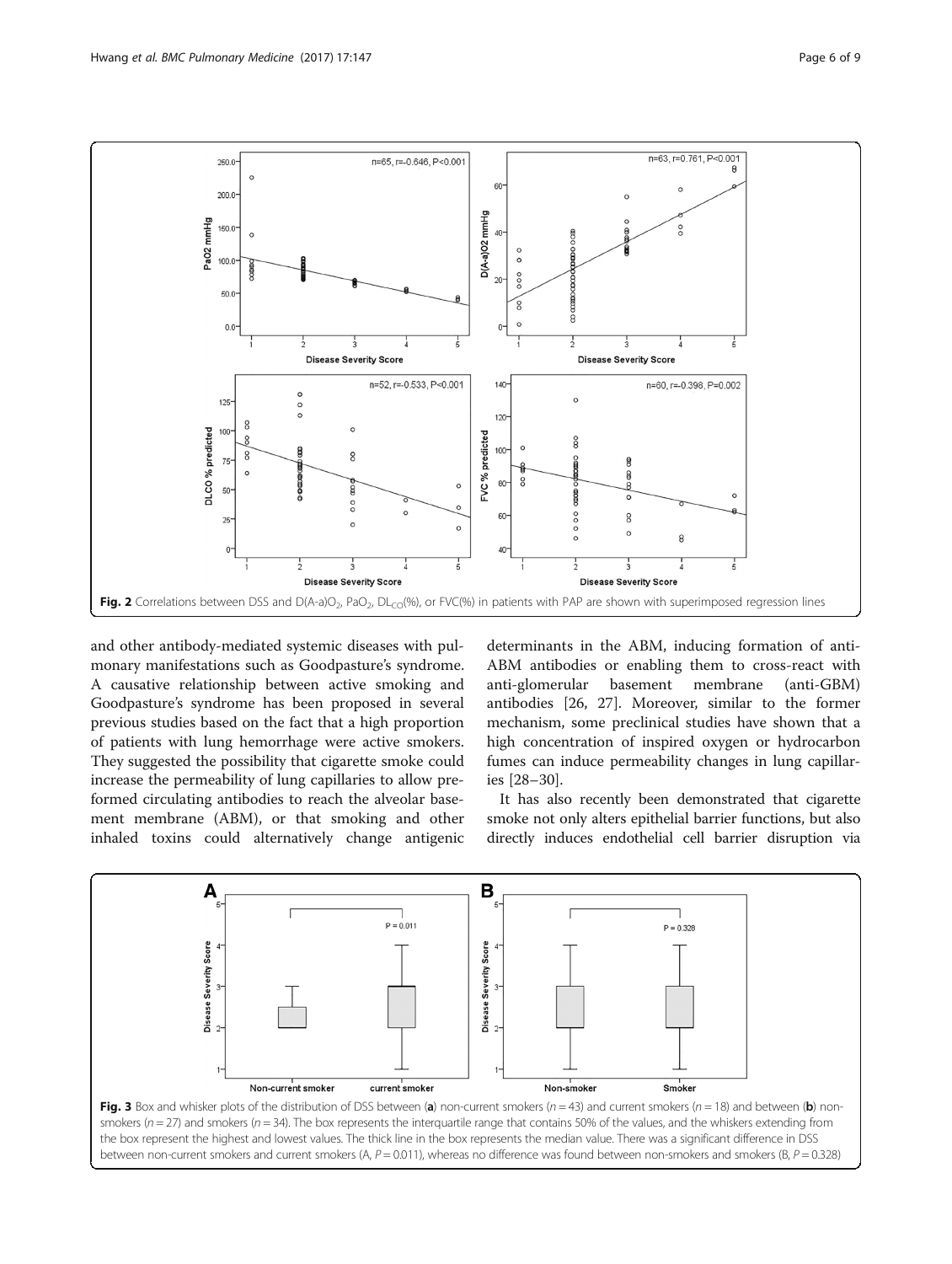**Fig. 2** Correlations between DSS and $D(A-a)O_2$, $PaO_2$, $DL_{CO}(\%)$, or FVC(%) in patients with PAP are shown with superimposed regression lines

and other antibody-mediated systemic diseases with pulmonary manifestations such as Goodpasture's syndrome. A causative relationship between active smoking and Goodpasture's syndrome has been proposed in several previous studies based on the fact that a high proportion of patients with lung hemorrhage were active smokers. They suggested the possibility that cigarette smoke could increase the permeability of lung capillaries to allow preformed circulating antibodies to reach the alveolar basement membrane (ABM), or that smoking and other inhaled toxins could alternatively change antigenic determinants in the ABM, inducing formation of anti-ABM antibodies or enabling them to cross-react with anti-glomerular basement membrane (anti-GBM) antibodies [26, 27]. Moreover, similar to the former mechanism, some preclinical studies have shown that a high concentration of inspired oxygen or hydrocarbon fumes can induce permeability changes in lung capillaries [28–30].

It has also recently been demonstrated that cigarette smoke not only alters epithelial barrier functions, but also directly induces endothelial cell barrier disruption via

**Fig. 3** Box and whisker plots of the distribution of DSS between (**a**) non-current smokers ($n = 43$) and current smokers ($n = 18$) and between (**b**) non-smokers ($n = 27$) and smokers ($n = 34$). The box represents the interquartile range that contains 50% of the values, and the whiskers extending from the box represent the highest and lowest values. The thick line in the box represents the median value. There was a significant difference in DSS between non-current smokers and current smokers (A, $P = 0.011$), whereas no difference was found between non-smokers and smokers (B, $P = 0.328$)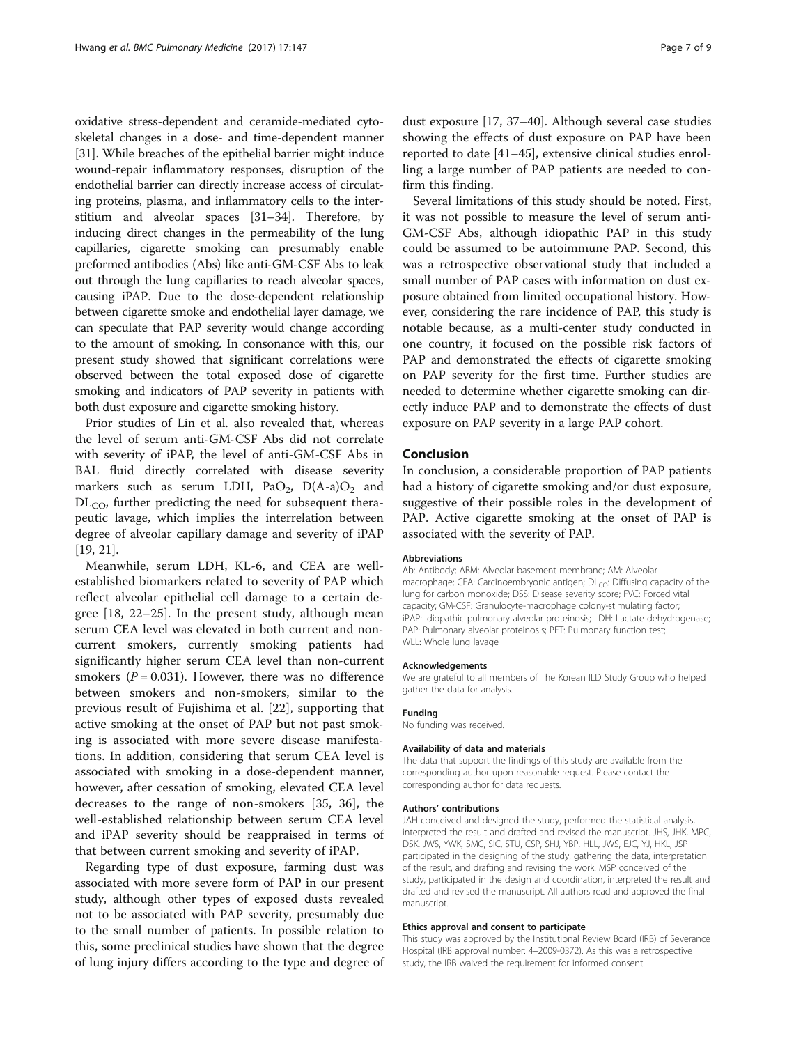oxidative stress-dependent and ceramide-mediated cytoskeletal changes in a dose- and time-dependent manner [31]. While breaches of the epithelial barrier might induce wound-repair inflammatory responses, disruption of the endothelial barrier can directly increase access of circulating proteins, plasma, and inflammatory cells to the interstitium and alveolar spaces [31–34]. Therefore, by inducing direct changes in the permeability of the lung capillaries, cigarette smoking can presumably enable preformed antibodies (Abs) like anti-GM-CSF Abs to leak out through the lung capillaries to reach alveolar spaces, causing iPAP. Due to the dose-dependent relationship between cigarette smoke and endothelial layer damage, we can speculate that PAP severity would change according to the amount of smoking. In consonance with this, our present study showed that significant correlations were observed between the total exposed dose of cigarette smoking and indicators of PAP severity in patients with both dust exposure and cigarette smoking history.

Prior studies of Lin et al. also revealed that, whereas the level of serum anti-GM-CSF Abs did not correlate with severity of iPAP, the level of anti-GM-CSF Abs in BAL fluid directly correlated with disease severity markers such as serum LDH, $PaO_2$, $D(A\text{-}a)O_2$ and $DL_{CO}$, further predicting the need for subsequent therapeutic lavage, which implies the interrelation between degree of alveolar capillary damage and severity of iPAP [19, 21].

Meanwhile, serum LDH, KL-6, and CEA are well-established biomarkers related to severity of PAP which reflect alveolar epithelial cell damage to a certain degree [18, 22–25]. In the present study, although mean serum CEA level was elevated in both current and non-current smokers, currently smoking patients had significantly higher serum CEA level than non-current smokers ($P = 0.031$). However, there was no difference between smokers and non-smokers, similar to the previous result of Fujishima et al. [22], supporting that active smoking at the onset of PAP but not past smoking is associated with more severe disease manifestations. In addition, considering that serum CEA level is associated with smoking in a dose-dependent manner, however, after cessation of smoking, elevated CEA level decreases to the range of non-smokers [35, 36], the well-established relationship between serum CEA level and iPAP severity should be reappraised in terms of that between current smoking and severity of iPAP.

Regarding type of dust exposure, farming dust was associated with more severe form of PAP in our present study, although other types of exposed dusts revealed not to be associated with PAP severity, presumably due to the small number of patients. In possible relation to this, some preclinical studies have shown that the degree of lung injury differs according to the type and degree of dust exposure [17, 37–40]. Although several case studies showing the effects of dust exposure on PAP have been reported to date [41–45], extensive clinical studies enrolling a large number of PAP patients are needed to confirm this finding.

Several limitations of this study should be noted. First, it was not possible to measure the level of serum anti-GM-CSF Abs, although idiopathic PAP in this study could be assumed to be autoimmune PAP. Second, this was a retrospective observational study that included a small number of PAP cases with information on dust exposure obtained from limited occupational history. However, considering the rare incidence of PAP, this study is notable because, as a multi-center study conducted in one country, it focused on the possible risk factors of PAP and demonstrated the effects of cigarette smoking on PAP severity for the first time. Further studies are needed to determine whether cigarette smoking can directly induce PAP and to demonstrate the effects of dust exposure on PAP severity in a large PAP cohort.

## Conclusion

In conclusion, a considerable proportion of PAP patients had a history of cigarette smoking and/or dust exposure, suggestive of their possible roles in the development of PAP. Active cigarette smoking at the onset of PAP is associated with the severity of PAP.

#### Abbreviations

Ab: Antibody; ABM: Alveolar basement membrane; AM: Alveolar macrophage; CEA: Carcinoembryonic antigen; $DL_{CO}$: Diffusing capacity of the lung for carbon monoxide; DSS: Disease severity score; FVC: Forced vital capacity; GM-CSF: Granulocyte-macrophage colony-stimulating factor; iPAP: Idiopathic pulmonary alveolar proteinosis; LDH: Lactate dehydrogenase; PAP: Pulmonary alveolar proteinosis; PFT: Pulmonary function test; WLL: Whole lung lavage

#### Acknowledgements

We are grateful to all members of The Korean ILD Study Group who helped gather the data for analysis.

#### Funding

No funding was received.

#### Availability of data and materials

The data that support the findings of this study are available from the corresponding author upon reasonable request. Please contact the corresponding author for data requests.

#### Authors' contributions

JAH conceived and designed the study, performed the statistical analysis, interpreted the result and drafted and revised the manuscript. JHS, JHK, MPC, DSK, JWS, YWK, SMC, SIC, STU, CSP, SHJ, YBP, HLL, JWS, EJC, YJ, HKL, JSP participated in the designing of the study, gathering the data, interpretation of the result, and drafting and revising the work. MSP conceived of the study, participated in the design and coordination, interpreted the result and drafted and revised the manuscript. All authors read and approved the final manuscript.

#### Ethics approval and consent to participate

This study was approved by the Institutional Review Board (IRB) of Severance Hospital (IRB approval number: 4–2009-0372). As this was a retrospective study, the IRB waived the requirement for informed consent.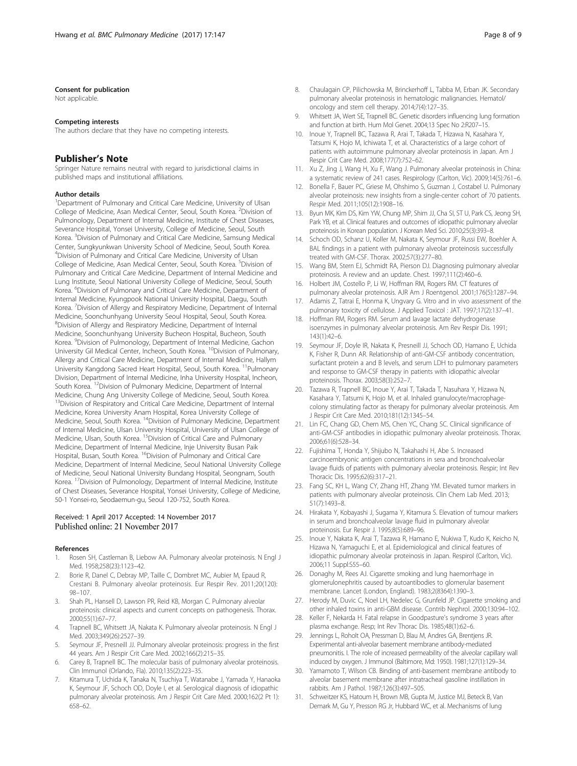#### Consent for publication

Not applicable.

#### Competing interests

The authors declare that they have no competing interests.

## Publisher's Note

Springer Nature remains neutral with regard to jurisdictional claims in published maps and institutional affiliations.

#### Author details

[1]Department of Pulmonary and Critical Care Medicine, University of Ulsan College of Medicine, Asan Medical Center, Seoul, South Korea. [2]Division of Pulmonology, Department of Internal Medicine, Institute of Chest Diseases, Severance Hospital, Yonsei University, College of Medicine, Seoul, South Korea. [3]Division of Pulmonary and Critical Care Medicine, Samsung Medical Center, Sungkyunkwan University School of Medicine, Seoul, South Korea. [4]Division of Pulmonary and Critical Care Medicine, University of Ulsan College of Medicine, Asan Medical Center, Seoul, South Korea. [5]Division of Pulmonary and Critical Care Medicine, Department of Internal Medicine and Lung Institute, Seoul National University College of Medicine, Seoul, South Korea. [6]Division of Pulmonary and Critical Care Medicine, Department of Internal Medicine, Kyungpook National University Hospital, Daegu, South Korea. [7]Division of Allergy and Respiratory Medicine, Department of Internal Medicine, Soonchunhyang University Seoul Hospital, Seoul, South Korea. [8]Division of Allergy and Respiratory Medicine, Department of Internal Medicine, Soonchunhyang University Bucheon Hospital, Bucheon, South Korea. [9]Division of Pulmonology, Department of Internal Medicine, Gachon University Gil Medical Center, Incheon, South Korea. [10]Division of Pulmonary, Allergy and Critical Care Medicine, Department of Internal Medicine, Hallym University Kangdong Sacred Heart Hospital, Seoul, South Korea. [11]Pulmonary Division, Department of Internal Medicine, Inha University Hospital, Incheon, South Korea. [12]Division of Pulmonary Medicine, Department of Internal Medicine, Chung Ang University College of Medicine, Seoul, South Korea. [13]Division of Respiratory and Critical Care Medicine, Department of Internal Medicine, Korea University Anam Hospital, Korea University College of Medicine, Seoul, South Korea. [14]Division of Pulmonary Medicine, Department of Internal Medicine, Ulsan University Hospital, University of Ulsan College of Medicine, Ulsan, South Korea. [15]Division of Critical Care and Pulmonary Medicine, Department of Internal Medicine, Inje University Busan Paik Hospital, Busan, South Korea. [16]Division of Pulmonary and Critical Care Medicine, Department of Internal Medicine, Seoul National University College of Medicine, Seoul National University Bundang Hospital, Seongnam, South Korea. [17]Division of Pulmonology, Department of Internal Medicine, Institute of Chest Diseases, Severance Hospital, Yonsei University, College of Medicine, 50-1 Yonsei-ro, Seodaemun-gu, Seoul 120-752, South Korea.

Received: 1 April 2017 Accepted: 14 November 2017
Published online: 21 November 2017

#### References

1. Rosen SH, Castleman B, Liebow AA. Pulmonary alveolar proteinosis. N Engl J Med. 1958;258(23):1123–42.
2. Borie R, Danel C, Debray MP, Taille C, Dombret MC, Aubier M, Epaud R, Crestani B. Pulmonary alveolar proteinosis. Eur Respir Rev. 2011;20(120): 98–107.
3. Shah PL, Hansell D, Lawson PR, Reid KB, Morgan C. Pulmonary alveolar proteinosis: clinical aspects and current concepts on pathogenesis. Thorax. 2000;55(1):67–77.
4. Trapnell BC, Whitsett JA, Nakata K. Pulmonary alveolar proteinosis. N Engl J Med. 2003;349(26):2527–39.
5. Seymour JF, Presneill JJ. Pulmonary alveolar proteinosis: progress in the first 44 years. Am J Respir Crit Care Med. 2002;166(2):215–35.
6. Carey B, Trapnell BC. The molecular basis of pulmonary alveolar proteinosis. Clin Immunol (Orlando, Fla). 2010;135(2):223–35.
7. Kitamura T, Uchida K, Tanaka N, Tsuchiya T, Watanabe J, Yamada Y, Hanaoka K, Seymour JF, Schoch OD, Doyle I, et al. Serological diagnosis of idiopathic pulmonary alveolar proteinosis. Am J Respir Crit Care Med. 2000;162(2 Pt 1): 658–62.
8. Chaulagain CP, Pilichowska M, Brinckerhoff L, Tabba M, Erban JK. Secondary pulmonary alveolar proteinosis in hematologic malignancies. Hematol/ oncology and stem cell therapy. 2014;7(4):127–35.
9. Whitsett JA, Wert SE, Trapnell BC. Genetic disorders influencing lung formation and function at birth. Hum Mol Genet. 2004;13 Spec No 2:R207–15.
10. Inoue Y, Trapnell BC, Tazawa R, Arai T, Takada T, Hizawa N, Kasahara Y, Tatsumi K, Hojo M, Ichiwata T, et al. Characteristics of a large cohort of patients with autoimmune pulmonary alveolar proteinosis in Japan. Am J Respir Crit Care Med. 2008;177(7):752–62.
11. Xu Z, Jing J, Wang H, Xu F, Wang J. Pulmonary alveolar proteinosis in China: a systematic review of 241 cases. Respirology (Carlton, Vic). 2009;14(5):761–6.
12. Bonella F, Bauer PC, Griese M, Ohshimo S, Guzman J, Costabel U. Pulmonary alveolar proteinosis: new insights from a single-center cohort of 70 patients. Respir Med. 2011;105(12):1908–16.
13. Byun MK, Kim DS, Kim YW, Chung MP, Shim JJ, Cha SI, ST U, Park CS, Jeong SH, Park YB, et al. Clinical features and outcomes of idiopathic pulmonary alveolar proteinosis in Korean population. J Korean Med Sci. 2010;25(3):393–8.
14. Schoch OD, Schanz U, Koller M, Nakata K, Seymour JF, Russi EW, Boehler A. BAL findings in a patient with pulmonary alveolar proteinosis successfully treated with GM-CSF. Thorax. 2002;57(3):277–80.
15. Wang BM, Stern EJ, Schmidt RA, Pierson DJ. Diagnosing pulmonary alveolar proteinosis. A review and an update. Chest. 1997;111(2):460–6.
16. Holbert JM, Costello P, Li W, Hoffman RM, Rogers RM. CT features of pulmonary alveolar proteinosis. AJR Am J Roentgenol. 2001;176(5):1287–94.
17. Adamis Z, Tatrai E, Honma K, Ungvary G. Vitro and in vivo assessment of the pulmonary toxicity of cellulose. J Applied Toxicol : JAT. 1997;17(2):137–41.
18. Hoffman RM, Rogers RM. Serum and lavage lactate dehydrogenase isoenzymes in pulmonary alveolar proteinosis. Am Rev Respir Dis. 1991; 143(1):42–6.
19. Seymour JF, Doyle IR, Nakata K, Presneill JJ, Schoch OD, Hamano E, Uchida K, Fisher R, Dunn AR. Relationship of anti-GM-CSF antibody concentration, surfactant protein a and B levels, and serum LDH to pulmonary parameters and response to GM-CSF therapy in patients with idiopathic alveolar proteinosis. Thorax. 2003;58(3):252–7.
20. Tazawa R, Trapnell BC, Inoue Y, Arai T, Takada T, Nasuhara Y, Hizawa N, Kasahara Y, Tatsumi K, Hojo M, et al. Inhaled granulocyte/macrophage-colony stimulating factor as therapy for pulmonary alveolar proteinosis. Am J Respir Crit Care Med. 2010;181(12):1345–54.
21. Lin FC, Chang GD, Chern MS, Chen YC, Chang SC. Clinical significance of anti-GM-CSF antibodies in idiopathic pulmonary alveolar proteinosis. Thorax. 2006;61(6):528–34.
22. Fujishima T, Honda Y, Shijubo N, Takahashi H, Abe S. Increased carcinoembryonic antigen concentrations in sera and bronchoalveolar lavage fluids of patients with pulmonary alveolar proteinosis. Respir; Int Rev Thoracic Dis. 1995;62(6):317–21.
23. Fang SC, KH L, Wang CY, Zhang HT, Zhang YM. Elevated tumor markers in patients with pulmonary alveolar proteinosis. Clin Chem Lab Med. 2013; 51(7):1493–8.
24. Hirakata Y, Kobayashi J, Sugama Y, Kitamura S. Elevation of tumour markers in serum and bronchoalveolar lavage fluid in pulmonary alveolar proteinosis. Eur Respir J. 1995;8(5):689–96.
25. Inoue Y, Nakata K, Arai T, Tazawa R, Hamano E, Nukiwa T, Kudo K, Keicho N, Hizawa N, Yamaguchi E, et al. Epidemiological and clinical features of idiopathic pulmonary alveolar proteinosis in Japan. Respirol (Carlton, Vic). 2006;11 Suppl:S55–60.
26. Donaghy M, Rees AJ. Cigarette smoking and lung haemorrhage in glomerulonephritis caused by autoantibodies to glomerular basement membrane. Lancet (London, England). 1983;2(8364):1390–3.
27. Herody M, Duvic C, Noel LH, Nedelec G, Grunfeld JP. Cigarette smoking and other inhaled toxins in anti-GBM disease. Contrib Nephrol. 2000;130:94–102.
28. Keller F, Nekarda H. Fatal relapse in Goodpasture's syndrome 3 years after plasma exchange. Resp; Int Rev Thorac Dis. 1985;48(1):62–6.
29. Jennings L, Roholt OA, Pressman D, Blau M, Andres GA, Brentjens JR. Experimental anti-alveolar basement membrane antibody-mediated pneumonitis. I. The role of increased permeability of the alveolar capillary wall induced by oxygen. J Immunol (Baltimore, Md: 1950). 1981;127(1):129–34.
30. Yamamoto T, Wilson CB. Binding of anti-basement membrane antibody to alveolar basement membrane after intratracheal gasoline instillation in rabbits. Am J Pathol. 1987;126(3):497–505.
31. Schweitzer KS, Hatoum H, Brown MB, Gupta M, Justice MJ, Beteck B, Van Demark M, Gu Y, Presson RG Jr, Hubbard WC, et al. Mechanisms of lung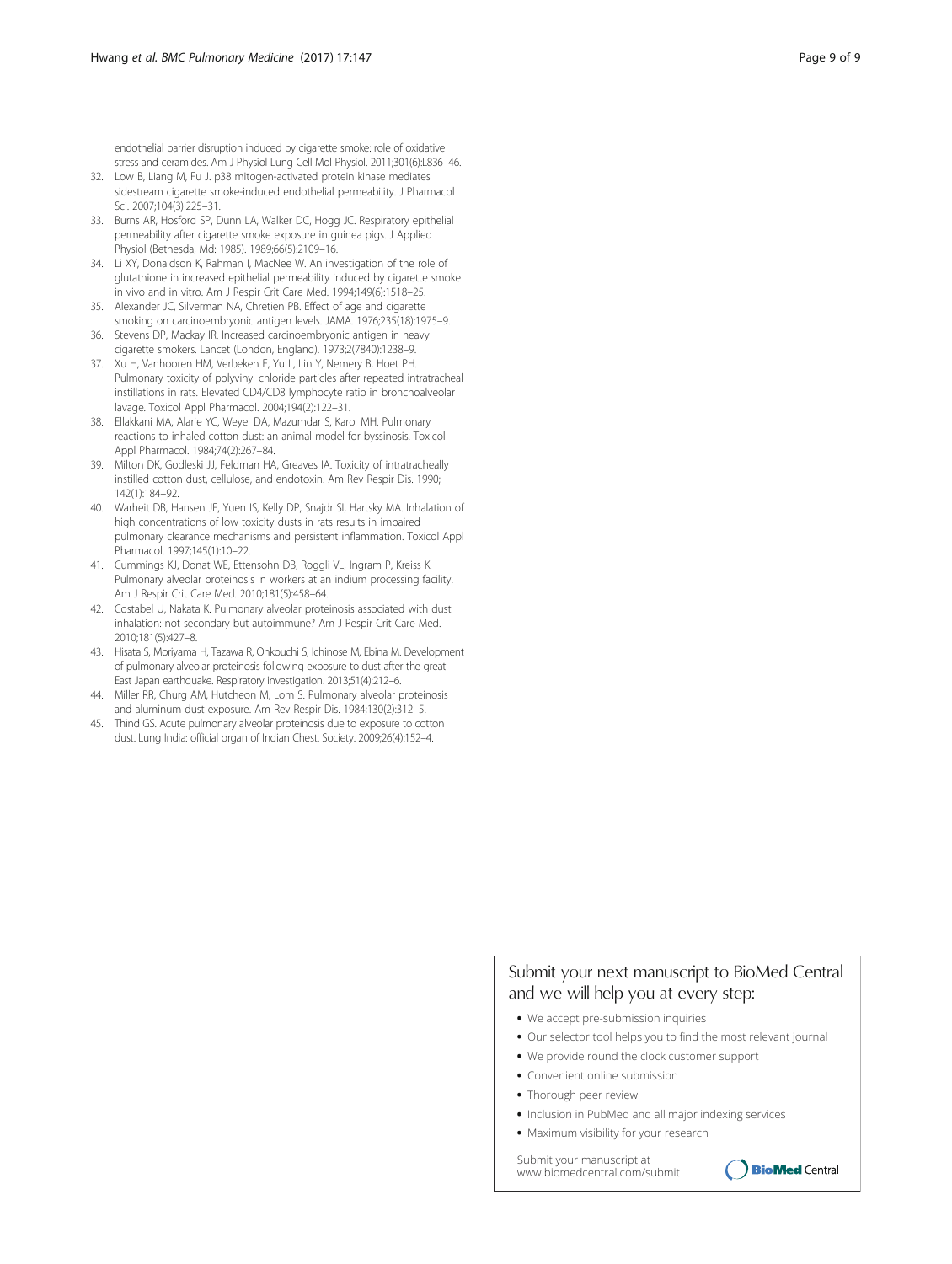endothelial barrier disruption induced by cigarette smoke: role of oxidative stress and ceramides. Am J Physiol Lung Cell Mol Physiol. 2011;301(6):L836–46.

32. Low B, Liang M, Fu J. p38 mitogen-activated protein kinase mediates sidestream cigarette smoke-induced endothelial permeability. J Pharmacol Sci. 2007;104(3):225–31.
33. Burns AR, Hosford SP, Dunn LA, Walker DC, Hogg JC. Respiratory epithelial permeability after cigarette smoke exposure in guinea pigs. J Applied Physiol (Bethesda, Md: 1985). 1989;66(5):2109–16.
34. Li XY, Donaldson K, Rahman I, MacNee W. An investigation of the role of glutathione in increased epithelial permeability induced by cigarette smoke in vivo and in vitro. Am J Respir Crit Care Med. 1994;149(6):1518–25.
35. Alexander JC, Silverman NA, Chretien PB. Effect of age and cigarette smoking on carcinoembryonic antigen levels. JAMA. 1976;235(18):1975–9.
36. Stevens DP, Mackay IR. Increased carcinoembryonic antigen in heavy cigarette smokers. Lancet (London, England). 1973;2(7840):1238–9.
37. Xu H, Vanhooren HM, Verbeken E, Yu L, Lin Y, Nemery B, Hoet PH. Pulmonary toxicity of polyvinyl chloride particles after repeated intratracheal instillations in rats. Elevated CD4/CD8 lymphocyte ratio in bronchoalveolar lavage. Toxicol Appl Pharmacol. 2004;194(2):122–31.
38. Ellakkani MA, Alarie YC, Weyel DA, Mazumdar S, Karol MH. Pulmonary reactions to inhaled cotton dust: an animal model for byssinosis. Toxicol Appl Pharmacol. 1984;74(2):267–84.
39. Milton DK, Godleski JJ, Feldman HA, Greaves IA. Toxicity of intratracheally instilled cotton dust, cellulose, and endotoxin. Am Rev Respir Dis. 1990; 142(1):184–92.
40. Warheit DB, Hansen JF, Yuen IS, Kelly DP, Snajdr SI, Hartsky MA. Inhalation of high concentrations of low toxicity dusts in rats results in impaired pulmonary clearance mechanisms and persistent inflammation. Toxicol Appl Pharmacol. 1997;145(1):10–22.
41. Cummings KJ, Donat WE, Ettensohn DB, Roggli VL, Ingram P, Kreiss K. Pulmonary alveolar proteinosis in workers at an indium processing facility. Am J Respir Crit Care Med. 2010;181(5):458–64.
42. Costabel U, Nakata K. Pulmonary alveolar proteinosis associated with dust inhalation: not secondary but autoimmune? Am J Respir Crit Care Med. 2010;181(5):427–8.
43. Hisata S, Moriyama H, Tazawa R, Ohkouchi S, Ichinose M, Ebina M. Development of pulmonary alveolar proteinosis following exposure to dust after the great East Japan earthquake. Respiratory investigation. 2013;51(4):212–6.
44. Miller RR, Churg AM, Hutcheon M, Lom S. Pulmonary alveolar proteinosis and aluminum dust exposure. Am Rev Respir Dis. 1984;130(2):312–5.
45. Thind GS. Acute pulmonary alveolar proteinosis due to exposure to cotton dust. Lung India: official organ of Indian Chest Society. 2009;26(4):152–4.

Submit your next manuscript to BioMed Central and we will help you at every step:

- We accept pre-submission inquiries
- Our selector tool helps you to find the most relevant journal
- We provide round the clock customer support
- Convenient online submission
- Thorough peer review
- Inclusion in PubMed and all major indexing services
- Maximum visibility for your research

Submit your manuscript at www.biomedcentral.com/submit

BioMed Central